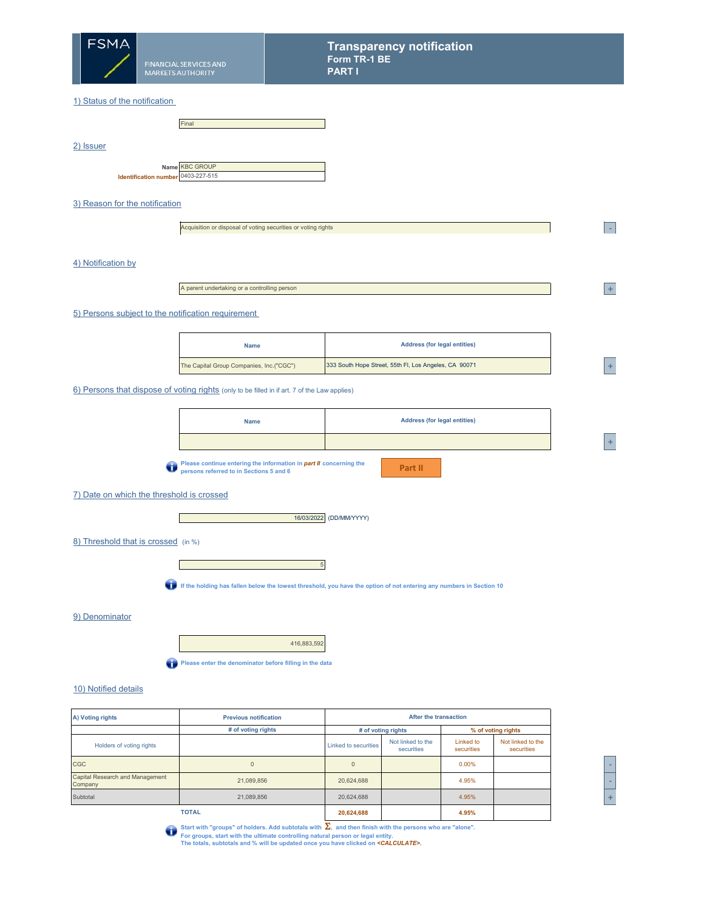# FSMA

FINANCIAL SERVICES AND MARKETS AUTHORITY

**Transparency notification**
**Form TR-1 BE**
**PART I**

## 1) Status of the notification

Final

## 2) Issuer

**Name** KBC GROUP
**Identification number** 0403-227-515

## 3) Reason for the notification

Acquisition or disposal of voting securities or voting rights

## 4) Notification by

A parent undertaking or a controlling person

## 5) Persons subject to the notification requirement

| Name | Address (for legal entities) |
|---|---|
| The Capital Group Companies, Inc.("CGC") | 333 South Hope Street, 55th Fl, Los Angeles, CA 90071 |

## 6) Persons that dispose of voting rights (only to be filled in if art. 7 of the Law applies)

| Name | Address (for legal entities) |
|---|---|
| | |

Please continue entering the information in *part II* concerning the persons referred to in Sections 5 and 6

Part II

## 7) Date on which the threshold is crossed

16/03/2022 (DD/MM/YYYY)

## 8) Threshold that is crossed (in %)

5

If the holding has fallen below the lowest threshold, you have the option of not entering any numbers in Section 10

## 9) Denominator

416,883,592

Please enter the denominator before filling in the data

## 10) Notified details

| A) Voting rights | Previous notification | After the transaction | | | |
|---|---|---|---|---|---|
| | # of voting rights | # of voting rights | | % of voting rights | |
| Holders of voting rights | | Linked to securities | Not linked to the securities | Linked to securities | Not linked to the securities |
| CGC | 0 | 0 | | 0.00% | |
| Capital Research and Management Company | 21,089,856 | 20,624,688 | | 4.95% | |
| Subtotal | 21,089,856 | 20,624,688 | | 4.95% | |
| | TOTAL | 20,624,688 | | 4.95% | |

Start with "groups" of holders. Add subtotals with Σ, and then finish with the persons who are "alone".
For groups, start with the ultimate controlling natural person or legal entity.
The totals, subtotals and % will be updated once you have clicked on *<CALCULATE>*.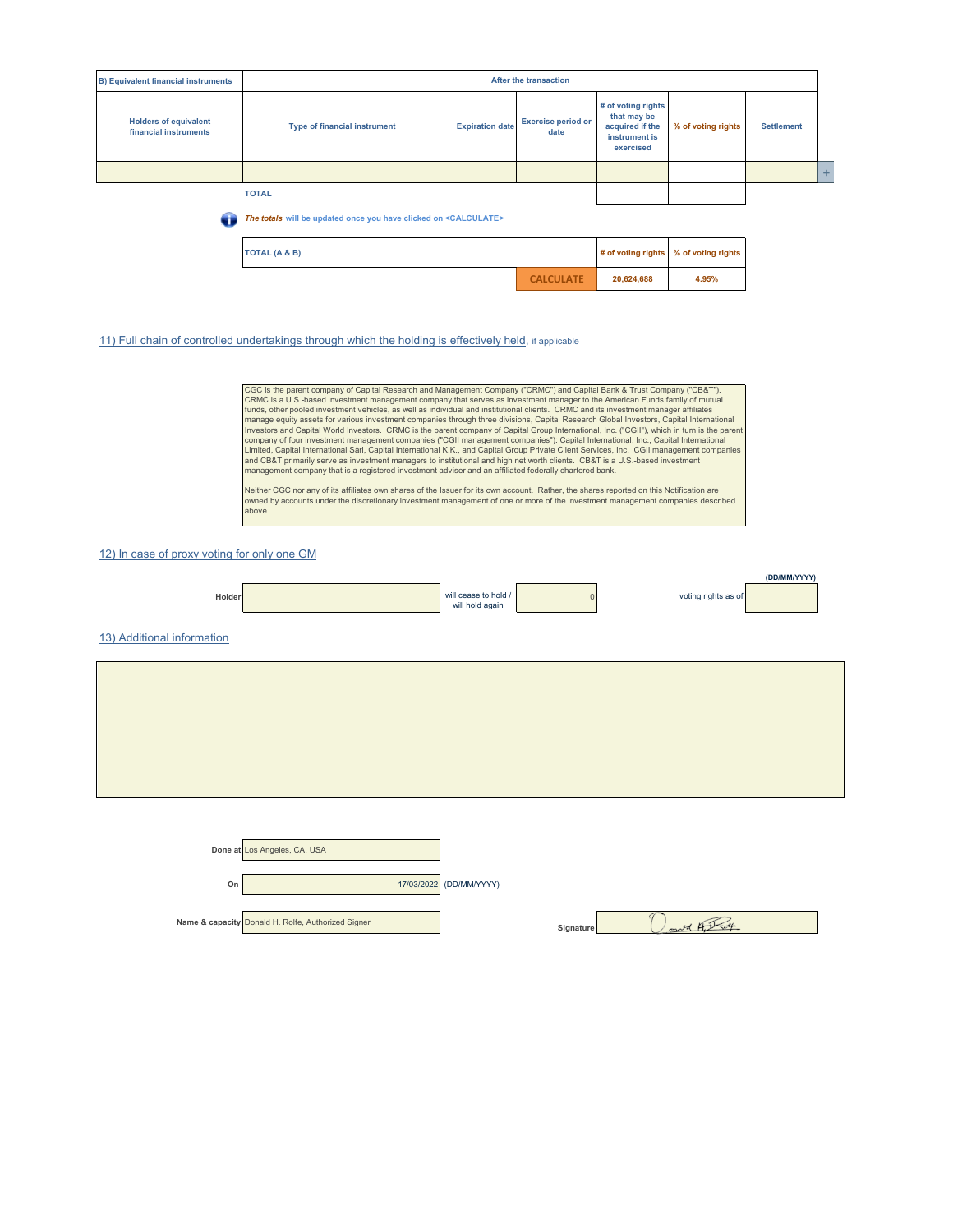| B) Equivalent financial instruments | After the transaction | | | | | |
|---|---|---|---|---|---|---|
| Holders of equivalent financial instruments | Type of financial instrument | Expiration date | Exercise period or date | # of voting rights that may be acquired if the instrument is exercised | % of voting rights | Settlement |
| | | | | | | |
| | TOTAL | | | | | |

*The totals* will be updated once you have clicked on <CALCULATE>

| TOTAL (A & B) | | # of voting rights | % of voting rights |
|---|---|---|---|
| | CALCULATE | 20,624,688 | 4.95% |

## 11) Full chain of controlled undertakings through which the holding is effectively held, if applicable

CGC is the parent company of Capital Research and Management Company ("CRMC") and Capital Bank & Trust Company ("CB&T"). CRMC is a U.S.-based investment management company that serves as investment manager to the American Funds family of mutual funds, other pooled investment vehicles, as well as individual and institutional clients. CRMC and its investment manager affiliates manage equity assets for various investment companies through three divisions, Capital Research Global Investors, Capital International Investors and Capital World Investors. CRMC is the parent company of Capital Group International, Inc. ("CGII"), which in turn is the parent company of four investment management companies ("CGII management companies"): Capital International, Inc., Capital International Limited, Capital International Sàrl, Capital International K.K., and Capital Group Private Client Services, Inc. CGII management companies and CB&T primarily serve as investment managers to institutional and high net worth clients. CB&T is a U.S.-based investment management company that is a registered investment adviser and an affiliated federally chartered bank.

Neither CGC nor any of its affiliates own shares of the Issuer for its own account. Rather, the shares reported on this Notification are owned by accounts under the discretionary investment management of one or more of the investment management companies described above.

## 12) In case of proxy voting for only one GM

Holder: ______ will cease to hold / will hold again: 0 voting rights as of (DD/MM/YYYY): ______

## 13) Additional information

Done at: Los Angeles, CA, USA

On: 17/03/2022 (DD/MM/YYYY)

Name & capacity: Donald H. Rolfe, Authorized Signer

Signature: Donald H. Rolfe